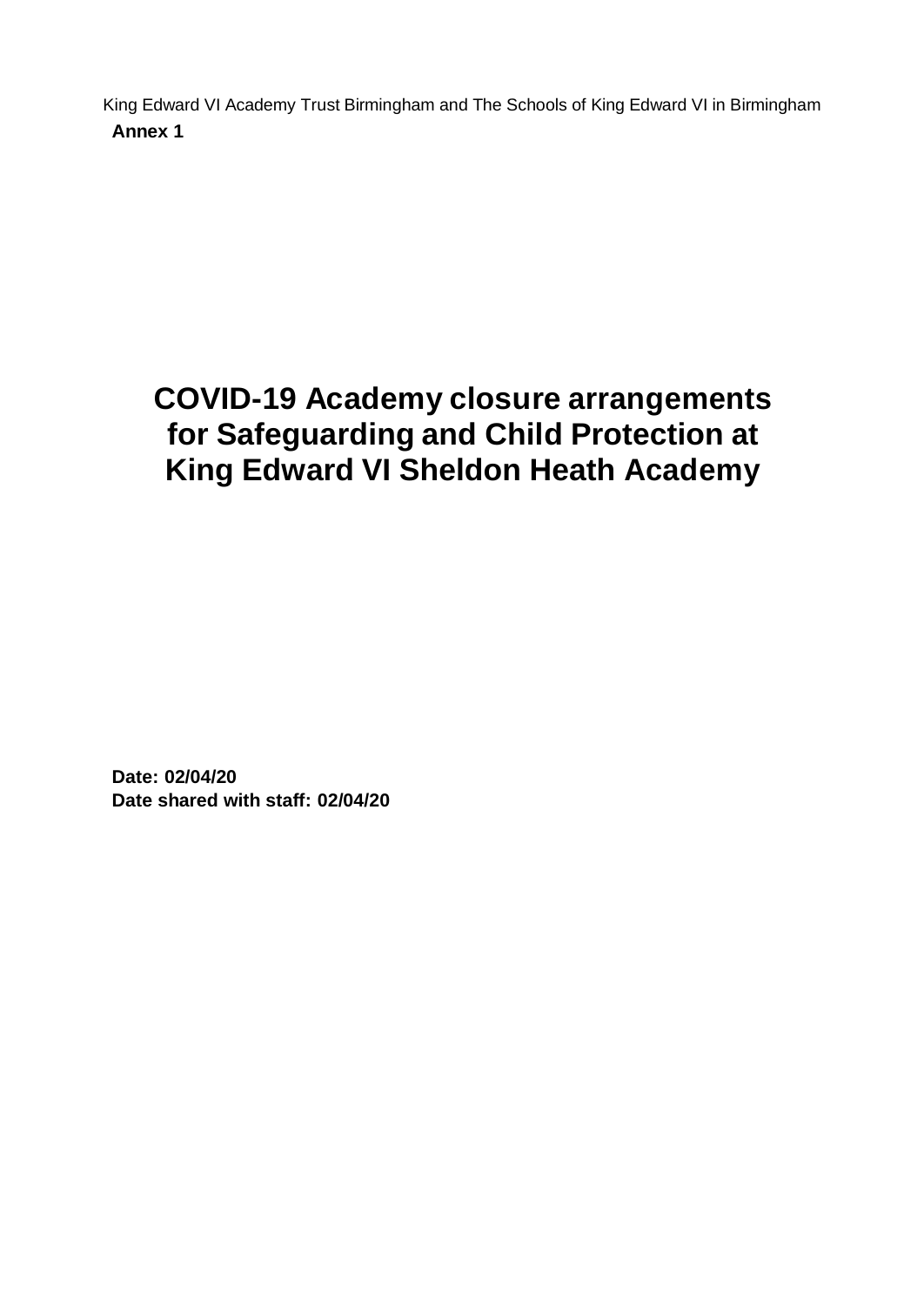King Edward VI Academy Trust Birmingham and The Schools of King Edward VI in Birmingham

**Annex 1**

# COVID-19 Academy closure arrangements for Safeguarding and Child Protection at King Edward VI Sheldon Heath Academy

**Date: 02/04/20**

**Date shared with staff: 02/04/20**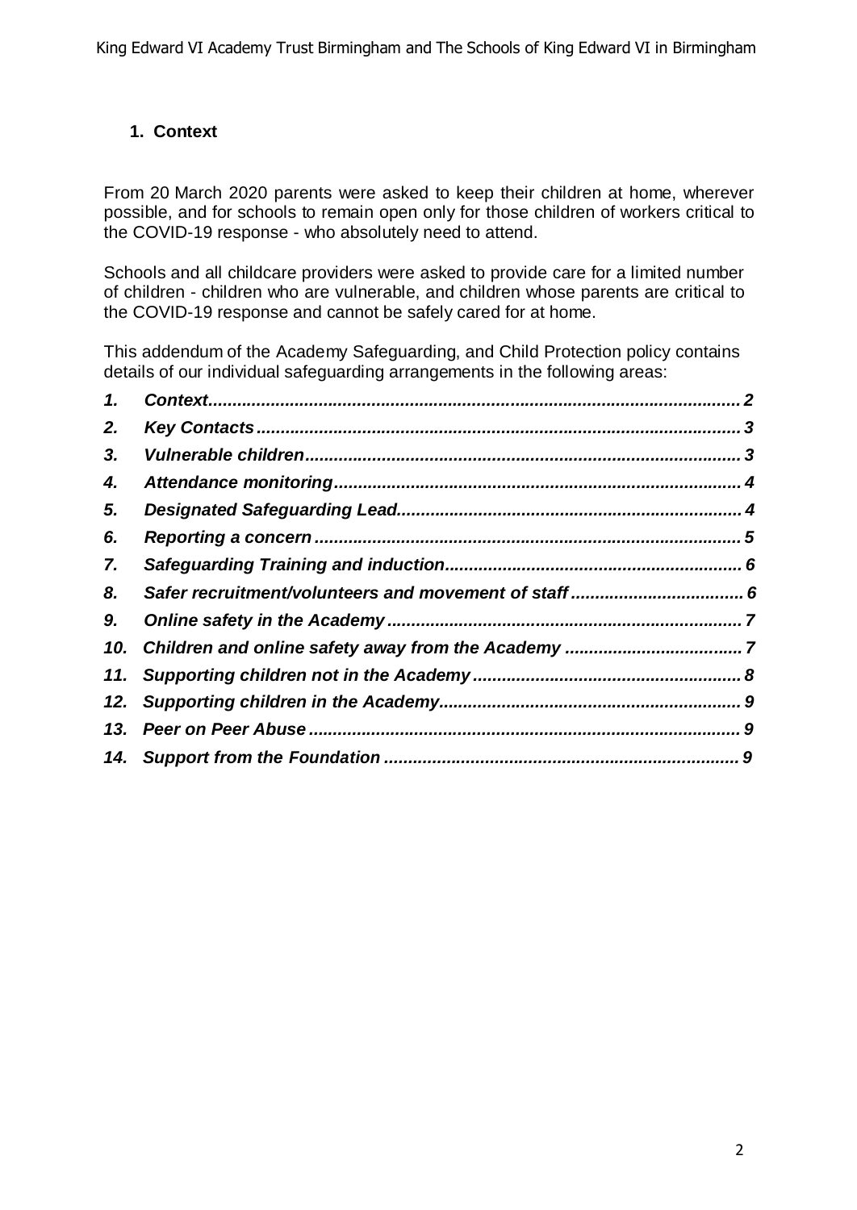## 1. Context

From 20 March 2020 parents were asked to keep their children at home, wherever possible, and for schools to remain open only for those children of workers critical to the COVID-19 response - who absolutely need to attend.

Schools and all childcare providers were asked to provide care for a limited number of children - children who are vulnerable, and children whose parents are critical to the COVID-19 response and cannot be safely cared for at home.

This addendum of the Academy Safeguarding, and Child Protection policy contains details of our individual safeguarding arrangements in the following areas:

1. ***Context*** ........................................................................................................ ***2***
2. ***Key Contacts*** ............................................................................................... ***3***
3. ***Vulnerable children*** ...................................................................................... ***3***
4. ***Attendance monitoring*** ................................................................................ ***4***
5. ***Designated Safeguarding Lead*** ................................................................... ***4***
6. ***Reporting a concern*** .................................................................................... ***5***
7. ***Safeguarding Training and induction*** .......................................................... ***6***
8. ***Safer recruitment/volunteers and movement of staff*** .................................. ***6***
9. ***Online safety in the Academy*** ..................................................................... ***7***
10. ***Children and online safety away from the Academy*** .................................. ***7***
11. ***Supporting children not in the Academy*** ..................................................... ***8***
12. ***Supporting children in the Academy*** ........................................................... ***9***
13. ***Peer on Peer Abuse*** .................................................................................... ***9***
14. ***Support from the Foundation*** ...................................................................... ***9***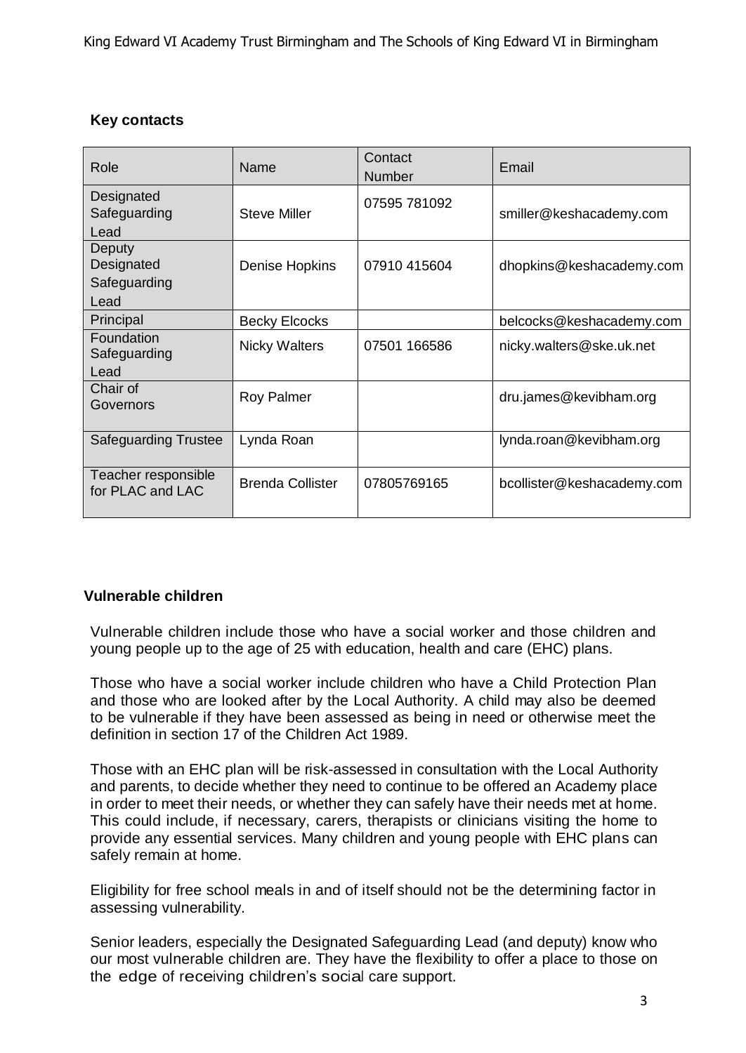## Key contacts

| Role | Name | Contact Number | Email |
|---|---|---|---|
| Designated Safeguarding Lead | Steve Miller | 07595 781092 | smiller@keshacademy.com |
| Deputy Designated Safeguarding Lead | Denise Hopkins | 07910 415604 | dhopkins@keshacademy.com |
| Principal | Becky Elcocks | | belcocks@keshacademy.com |
| Foundation Safeguarding Lead | Nicky Walters | 07501 166586 | nicky.walters@ske.uk.net |
| Chair of Governors | Roy Palmer | | dru.james@kevibham.org |
| Safeguarding Trustee | Lynda Roan | | lynda.roan@kevibham.org |
| Teacher responsible for PLAC and LAC | Brenda Collister | 07805769165 | bcollister@keshacademy.com |

## Vulnerable children

Vulnerable children include those who have a social worker and those children and young people up to the age of 25 with education, health and care (EHC) plans.

Those who have a social worker include children who have a Child Protection Plan and those who are looked after by the Local Authority. A child may also be deemed to be vulnerable if they have been assessed as being in need or otherwise meet the definition in section 17 of the Children Act 1989.

Those with an EHC plan will be risk-assessed in consultation with the Local Authority and parents, to decide whether they need to continue to be offered an Academy place in order to meet their needs, or whether they can safely have their needs met at home. This could include, if necessary, carers, therapists or clinicians visiting the home to provide any essential services. Many children and young people with EHC plans can safely remain at home.

Eligibility for free school meals in and of itself should not be the determining factor in assessing vulnerability.

Senior leaders, especially the Designated Safeguarding Lead (and deputy) know who our most vulnerable children are. They have the flexibility to offer a place to those on the edge of receiving children's social care support.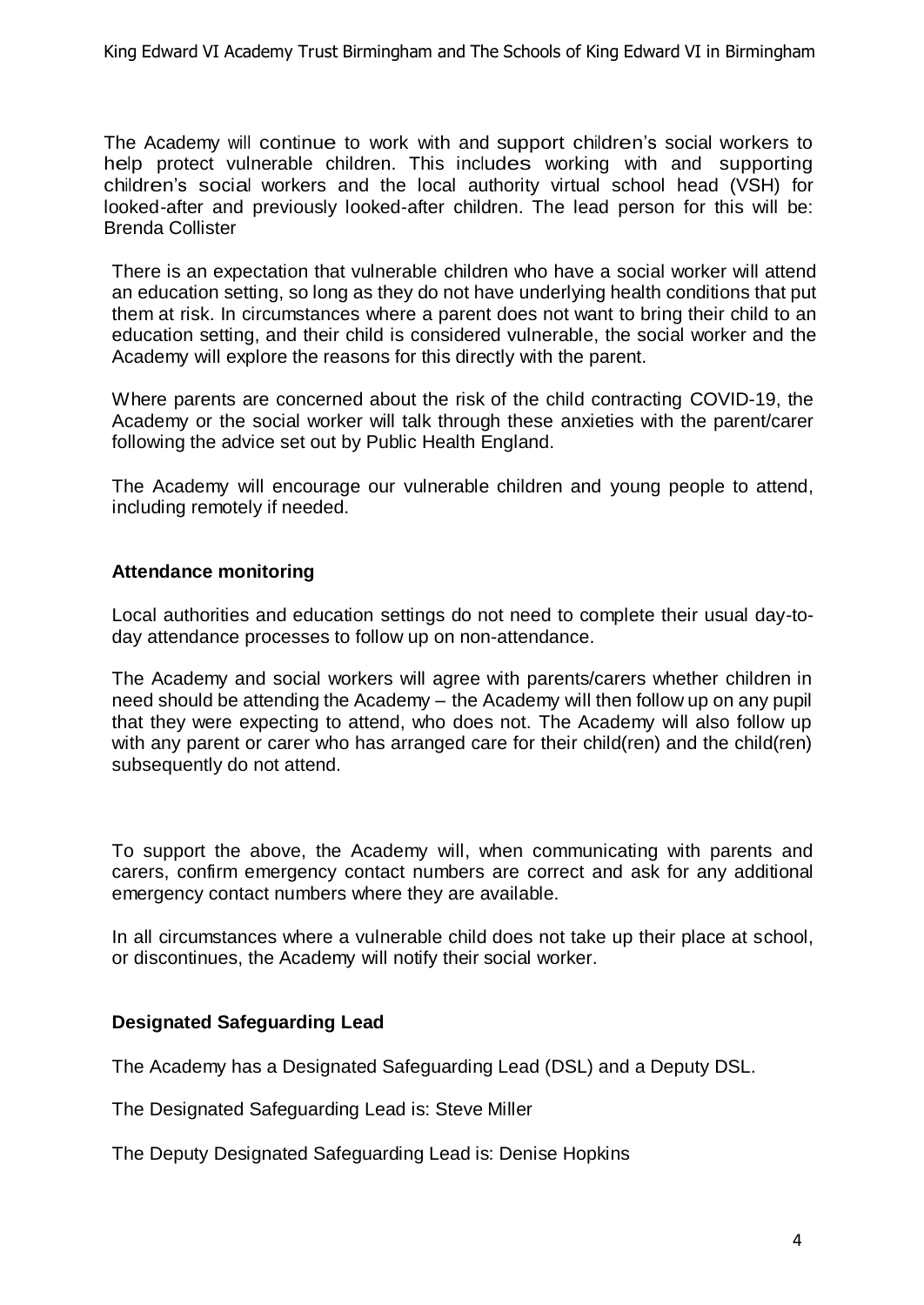The Academy will continue to work with and support children's social workers to help protect vulnerable children. This includes working with and supporting children's social workers and the local authority virtual school head (VSH) for looked-after and previously looked-after children. The lead person for this will be: Brenda Collister

There is an expectation that vulnerable children who have a social worker will attend an education setting, so long as they do not have underlying health conditions that put them at risk. In circumstances where a parent does not want to bring their child to an education setting, and their child is considered vulnerable, the social worker and the Academy will explore the reasons for this directly with the parent.

Where parents are concerned about the risk of the child contracting COVID-19, the Academy or the social worker will talk through these anxieties with the parent/carer following the advice set out by Public Health England.

The Academy will encourage our vulnerable children and young people to attend, including remotely if needed.

### Attendance monitoring

Local authorities and education settings do not need to complete their usual day-to-day attendance processes to follow up on non-attendance.

The Academy and social workers will agree with parents/carers whether children in need should be attending the Academy – the Academy will then follow up on any pupil that they were expecting to attend, who does not. The Academy will also follow up with any parent or carer who has arranged care for their child(ren) and the child(ren) subsequently do not attend.

To support the above, the Academy will, when communicating with parents and carers, confirm emergency contact numbers are correct and ask for any additional emergency contact numbers where they are available.

In all circumstances where a vulnerable child does not take up their place at school, or discontinues, the Academy will notify their social worker.

### Designated Safeguarding Lead

The Academy has a Designated Safeguarding Lead (DSL) and a Deputy DSL.

The Designated Safeguarding Lead is: Steve Miller

The Deputy Designated Safeguarding Lead is: Denise Hopkins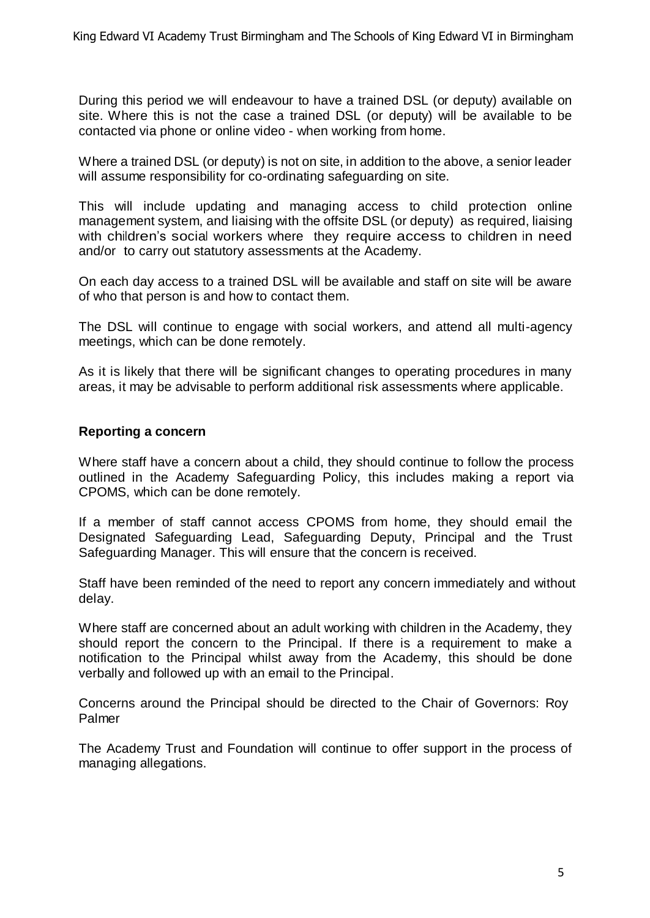During this period we will endeavour to have a trained DSL (or deputy) available on site. Where this is not the case a trained DSL (or deputy) will be available to be contacted via phone or online video - when working from home.

Where a trained DSL (or deputy) is not on site, in addition to the above, a senior leader will assume responsibility for co-ordinating safeguarding on site.

This will include updating and managing access to child protection online management system, and liaising with the offsite DSL (or deputy) as required, liaising with children's social workers where they require access to children in need and/or to carry out statutory assessments at the Academy.

On each day access to a trained DSL will be available and staff on site will be aware of who that person is and how to contact them.

The DSL will continue to engage with social workers, and attend all multi-agency meetings, which can be done remotely.

As it is likely that there will be significant changes to operating procedures in many areas, it may be advisable to perform additional risk assessments where applicable.

### Reporting a concern

Where staff have a concern about a child, they should continue to follow the process outlined in the Academy Safeguarding Policy, this includes making a report via CPOMS, which can be done remotely.

If a member of staff cannot access CPOMS from home, they should email the Designated Safeguarding Lead, Safeguarding Deputy, Principal and the Trust Safeguarding Manager. This will ensure that the concern is received.

Staff have been reminded of the need to report any concern immediately and without delay.

Where staff are concerned about an adult working with children in the Academy, they should report the concern to the Principal. If there is a requirement to make a notification to the Principal whilst away from the Academy, this should be done verbally and followed up with an email to the Principal.

Concerns around the Principal should be directed to the Chair of Governors: Roy Palmer

The Academy Trust and Foundation will continue to offer support in the process of managing allegations.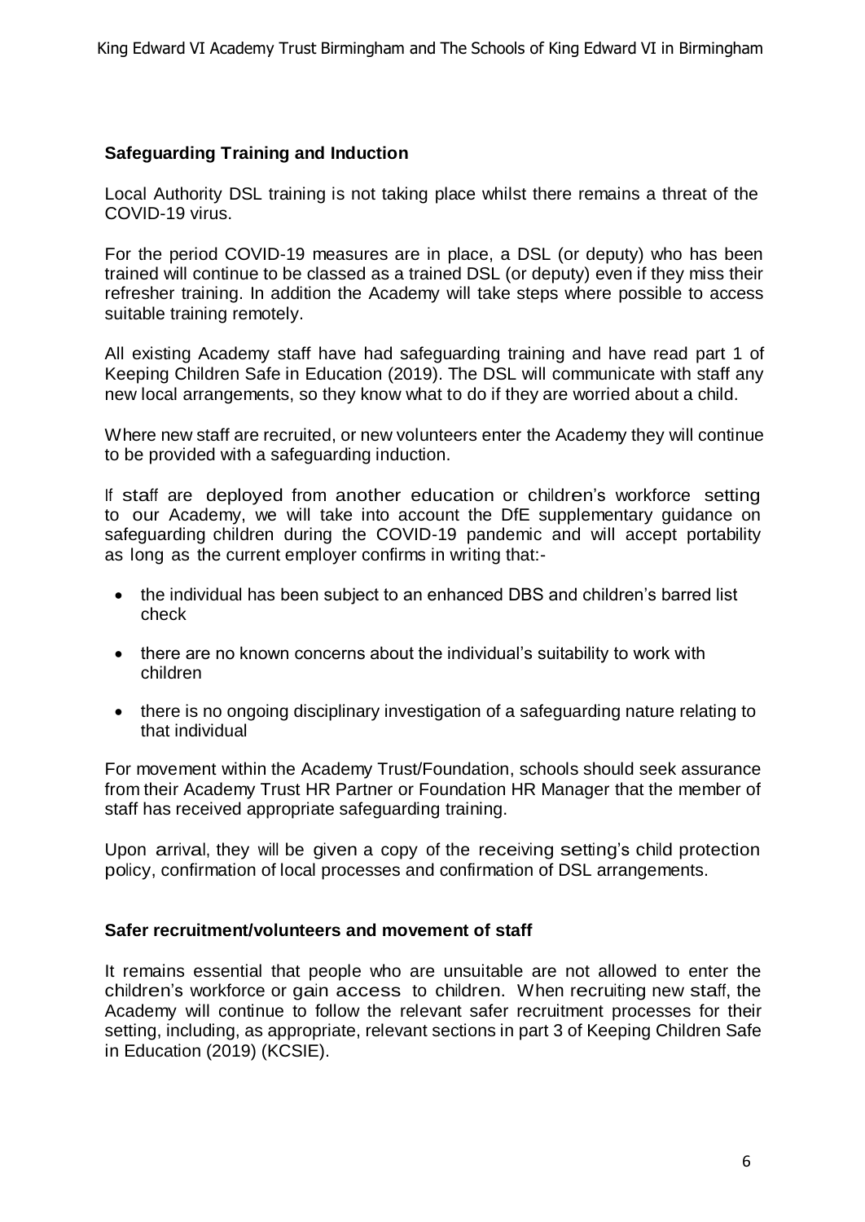**Safeguarding Training and Induction**

Local Authority DSL training is not taking place whilst there remains a threat of the COVID-19 virus.

For the period COVID-19 measures are in place, a DSL (or deputy) who has been trained will continue to be classed as a trained DSL (or deputy) even if they miss their refresher training. In addition the Academy will take steps where possible to access suitable training remotely.

All existing Academy staff have had safeguarding training and have read part 1 of Keeping Children Safe in Education (2019). The DSL will communicate with staff any new local arrangements, so they know what to do if they are worried about a child.

Where new staff are recruited, or new volunteers enter the Academy they will continue to be provided with a safeguarding induction.

If staff are deployed from another education or children's workforce setting to our Academy, we will take into account the DfE supplementary guidance on safeguarding children during the COVID-19 pandemic and will accept portability as long as the current employer confirms in writing that:-

- the individual has been subject to an enhanced DBS and children's barred list check
- there are no known concerns about the individual's suitability to work with children
- there is no ongoing disciplinary investigation of a safeguarding nature relating to that individual

For movement within the Academy Trust/Foundation, schools should seek assurance from their Academy Trust HR Partner or Foundation HR Manager that the member of staff has received appropriate safeguarding training.

Upon arrival, they will be given a copy of the receiving setting's child protection policy, confirmation of local processes and confirmation of DSL arrangements.

**Safer recruitment/volunteers and movement of staff**

It remains essential that people who are unsuitable are not allowed to enter the children's workforce or gain access to children. When recruiting new staff, the Academy will continue to follow the relevant safer recruitment processes for their setting, including, as appropriate, relevant sections in part 3 of Keeping Children Safe in Education (2019) (KCSIE).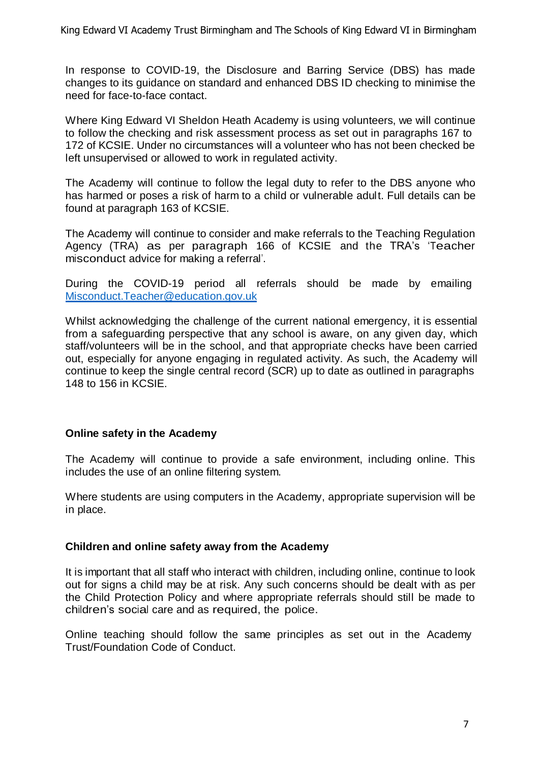In response to COVID-19, the Disclosure and Barring Service (DBS) has made changes to its guidance on standard and enhanced DBS ID checking to minimise the need for face-to-face contact.

Where King Edward VI Sheldon Heath Academy is using volunteers, we will continue to follow the checking and risk assessment process as set out in paragraphs 167 to 172 of KCSIE. Under no circumstances will a volunteer who has not been checked be left unsupervised or allowed to work in regulated activity.

The Academy will continue to follow the legal duty to refer to the DBS anyone who has harmed or poses a risk of harm to a child or vulnerable adult. Full details can be found at paragraph 163 of KCSIE.

The Academy will continue to consider and make referrals to the Teaching Regulation Agency (TRA) as per paragraph 166 of KCSIE and the TRA's 'Teacher misconduct advice for making a referral'.

During the COVID-19 period all referrals should be made by emailing [Misconduct.Teacher@education.gov.uk](mailto:Misconduct.Teacher@education.gov.uk)

Whilst acknowledging the challenge of the current national emergency, it is essential from a safeguarding perspective that any school is aware, on any given day, which staff/volunteers will be in the school, and that appropriate checks have been carried out, especially for anyone engaging in regulated activity. As such, the Academy will continue to keep the single central record (SCR) up to date as outlined in paragraphs 148 to 156 in KCSIE.

**Online safety in the Academy**

The Academy will continue to provide a safe environment, including online. This includes the use of an online filtering system.

Where students are using computers in the Academy, appropriate supervision will be in place.

**Children and online safety away from the Academy**

It is important that all staff who interact with children, including online, continue to look out for signs a child may be at risk. Any such concerns should be dealt with as per the Child Protection Policy and where appropriate referrals should still be made to children's social care and as required, the police.

Online teaching should follow the same principles as set out in the Academy Trust/Foundation Code of Conduct.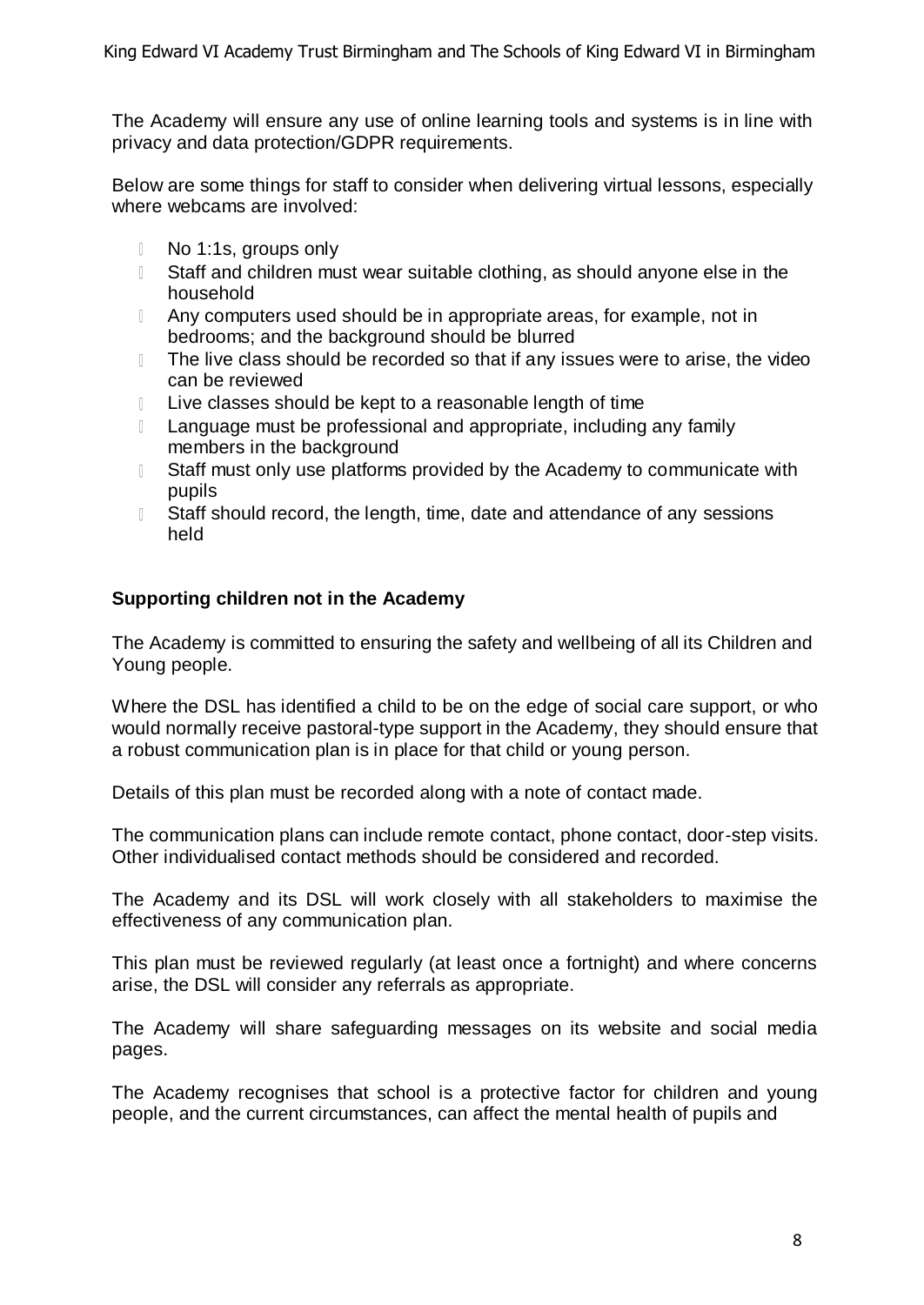The Academy will ensure any use of online learning tools and systems is in line with privacy and data protection/GDPR requirements.

Below are some things for staff to consider when delivering virtual lessons, especially where webcams are involved:

- No 1:1s, groups only
- Staff and children must wear suitable clothing, as should anyone else in the household
- Any computers used should be in appropriate areas, for example, not in bedrooms; and the background should be blurred
- The live class should be recorded so that if any issues were to arise, the video can be reviewed
- Live classes should be kept to a reasonable length of time
- Language must be professional and appropriate, including any family members in the background
- Staff must only use platforms provided by the Academy to communicate with pupils
- Staff should record, the length, time, date and attendance of any sessions held

**Supporting children not in the Academy**

The Academy is committed to ensuring the safety and wellbeing of all its Children and Young people.

Where the DSL has identified a child to be on the edge of social care support, or who would normally receive pastoral-type support in the Academy, they should ensure that a robust communication plan is in place for that child or young person.

Details of this plan must be recorded along with a note of contact made.

The communication plans can include remote contact, phone contact, door-step visits. Other individualised contact methods should be considered and recorded.

The Academy and its DSL will work closely with all stakeholders to maximise the effectiveness of any communication plan.

This plan must be reviewed regularly (at least once a fortnight) and where concerns arise, the DSL will consider any referrals as appropriate.

The Academy will share safeguarding messages on its website and social media pages.

The Academy recognises that school is a protective factor for children and young people, and the current circumstances, can affect the mental health of pupils and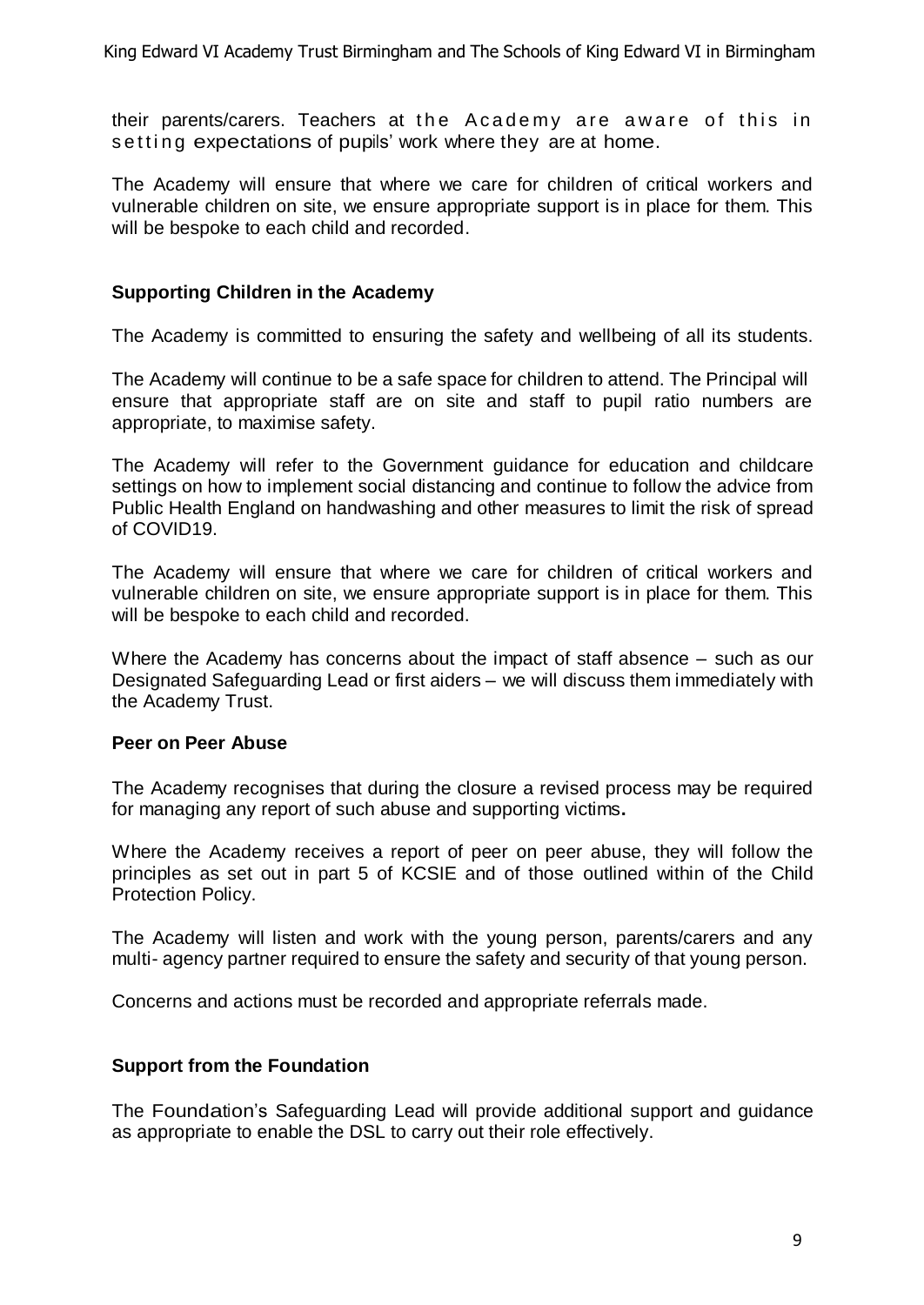their parents/carers. Teachers at the Academy are aware of this in setting expectations of pupils' work where they are at home.

The Academy will ensure that where we care for children of critical workers and vulnerable children on site, we ensure appropriate support is in place for them. This will be bespoke to each child and recorded.

**Supporting Children in the Academy**

The Academy is committed to ensuring the safety and wellbeing of all its students.

The Academy will continue to be a safe space for children to attend. The Principal will ensure that appropriate staff are on site and staff to pupil ratio numbers are appropriate, to maximise safety.

The Academy will refer to the Government guidance for education and childcare settings on how to implement social distancing and continue to follow the advice from Public Health England on handwashing and other measures to limit the risk of spread of COVID19.

The Academy will ensure that where we care for children of critical workers and vulnerable children on site, we ensure appropriate support is in place for them. This will be bespoke to each child and recorded.

Where the Academy has concerns about the impact of staff absence – such as our Designated Safeguarding Lead or first aiders – we will discuss them immediately with the Academy Trust.

**Peer on Peer Abuse**

The Academy recognises that during the closure a revised process may be required for managing any report of such abuse and supporting victims**.**

Where the Academy receives a report of peer on peer abuse, they will follow the principles as set out in part 5 of KCSIE and of those outlined within of the Child Protection Policy.

The Academy will listen and work with the young person, parents/carers and any multi- agency partner required to ensure the safety and security of that young person.

Concerns and actions must be recorded and appropriate referrals made.

**Support from the Foundation**

The Foundation's Safeguarding Lead will provide additional support and guidance as appropriate to enable the DSL to carry out their role effectively.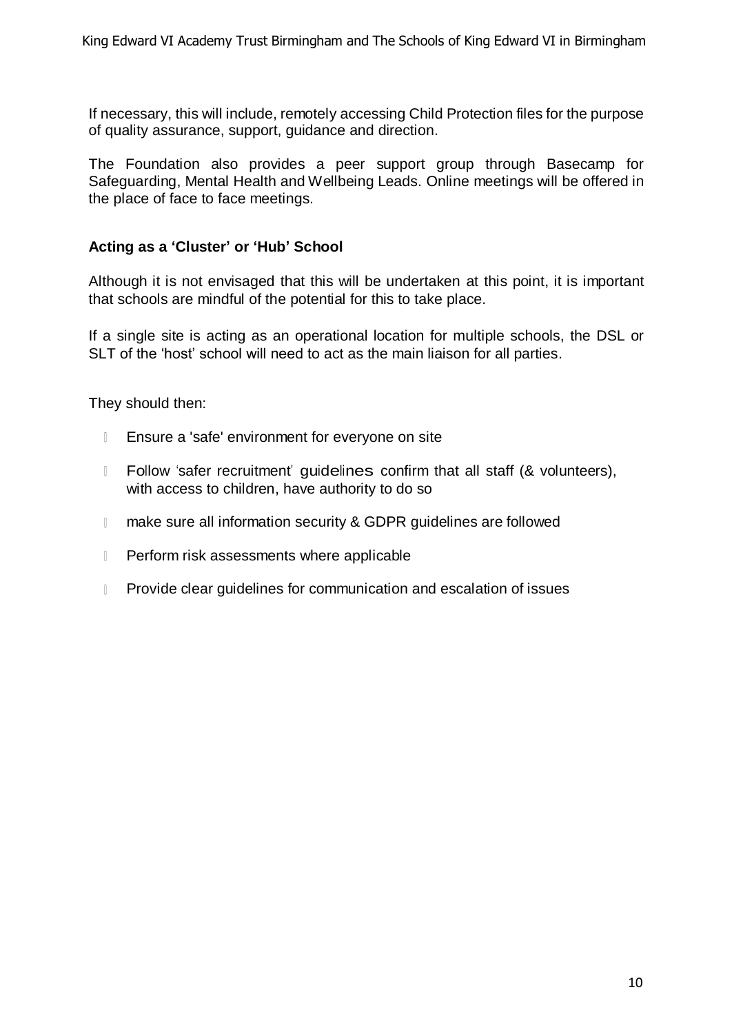If necessary, this will include, remotely accessing Child Protection files for the purpose of quality assurance, support, guidance and direction.

The Foundation also provides a peer support group through Basecamp for Safeguarding, Mental Health and Wellbeing Leads. Online meetings will be offered in the place of face to face meetings.

**Acting as a 'Cluster' or 'Hub' School**

Although it is not envisaged that this will be undertaken at this point, it is important that schools are mindful of the potential for this to take place.

If a single site is acting as an operational location for multiple schools, the DSL or SLT of the 'host' school will need to act as the main liaison for all parties.

They should then:

- Ensure a 'safe' environment for everyone on site
- Follow 'safer recruitment' guidelines confirm that all staff (& volunteers), with access to children, have authority to do so
- make sure all information security & GDPR guidelines are followed
- Perform risk assessments where applicable
- Provide clear guidelines for communication and escalation of issues